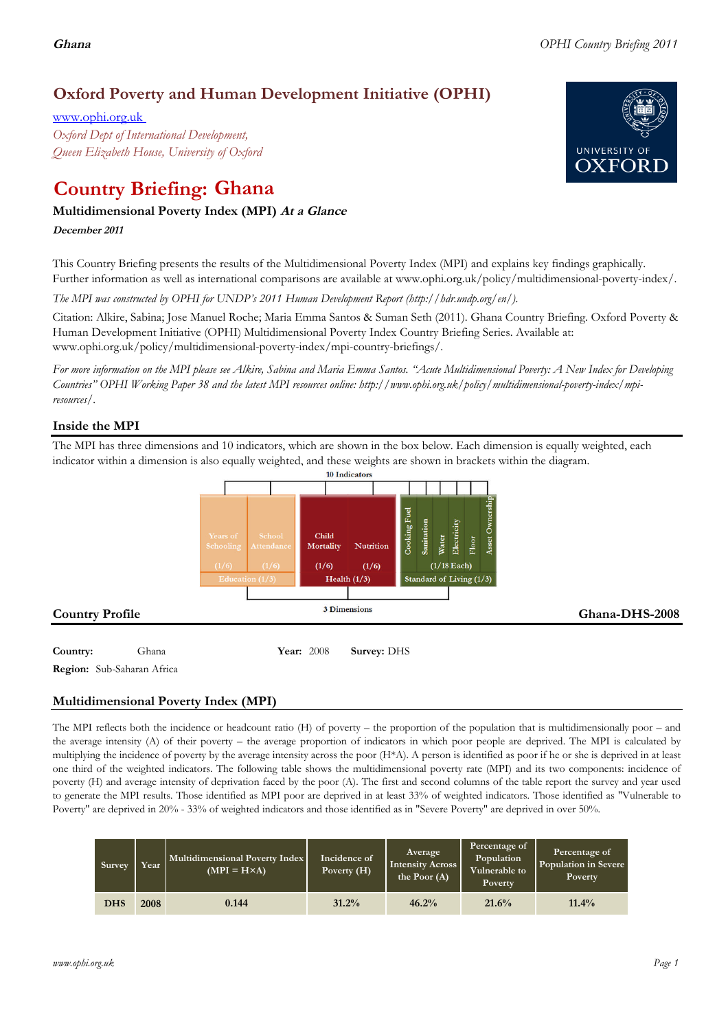# Oxford Poverty and Human Development Initiative (OPHI)

www.ophi.org.uk

*Oxford Dept of International Development, Queen Elizabeth House, University of Oxford*

# Country Briefing: Ghana

### Multidimensional Poverty Index (MPI) *At a Glance*

***December 2011***

This Country Briefing presents the results of the Multidimensional Poverty Index (MPI) and explains key findings graphically. Further information as well as international comparisons are available at www.ophi.org.uk/policy/multidimensional-poverty-index/.

*The MPI was constructed by OPHI for UNDP's 2011 Human Development Report (http://hdr.undp.org/en/).*

Citation: Alkire, Sabina; Jose Manuel Roche; Maria Emma Santos & Suman Seth (2011). Ghana Country Briefing. Oxford Poverty & Human Development Initiative (OPHI) Multidimensional Poverty Index Country Briefing Series. Available at: www.ophi.org.uk/policy/multidimensional-poverty-index/mpi-country-briefings/.

*For more information on the MPI please see Alkire, Sabina and Maria Emma Santos. "Acute Multidimensional Poverty: A New Index for Developing Countries" OPHI Working Paper 38 and the latest MPI resources online: http://www.ophi.org.uk/policy/multidimensional-poverty-index/mpi-resources/.*

## Inside the MPI

The MPI has three dimensions and 10 indicators, which are shown in the box below. Each dimension is equally weighted, each indicator within a dimension is also equally weighted, and these weights are shown in brackets within the diagram.

10 Indicators

| Education (1/3) | | Health (1/3) | | Standard of Living (1/3) | | | | | |
|---|---|---|---|---|---|---|---|---|---|
| Years of Schooling (1/6) | School Attendance (1/6) | Child Mortality (1/6) | Nutrition (1/6) | Cooking Fuel | Sanitation | Water | Electricity | Floor | Asset Ownership |
| | | | | (1/18 Each) | | | | | |

3 Dimensions

## Country Profile

**Ghana-DHS-2008**

**Country:** Ghana **Year:** 2008 **Survey:** DHS

**Region:** Sub-Saharan Africa

## Multidimensional Poverty Index (MPI)

The MPI reflects both the incidence or headcount ratio (H) of poverty – the proportion of the population that is multidimensionally poor – and the average intensity (A) of their poverty – the average proportion of indicators in which poor people are deprived. The MPI is calculated by multiplying the incidence of poverty by the average intensity across the poor (H*A). A person is identified as poor if he or she is deprived in at least one third of the weighted indicators. The following table shows the multidimensional poverty rate (MPI) and its two components: incidence of poverty (H) and average intensity of deprivation faced by the poor (A). The first and second columns of the table report the survey and year used to generate the MPI results. Those identified as MPI poor are deprived in at least 33% of weighted indicators. Those identified as "Vulnerable to Poverty" are deprived in 20% - 33% of weighted indicators and those identified as in "Severe Poverty" are deprived in over 50%.

| Survey | Year | Multidimensional Poverty Index (MPI = H×A) | Incidence of Poverty (H) | Average Intensity Across the Poor (A) | Percentage of Population Vulnerable to Poverty | Percentage of Population in Severe Poverty |
|---|---|---|---|---|---|---|
| DHS | 2008 | 0.144 | 31.2% | 46.2% | 21.6% | 11.4% |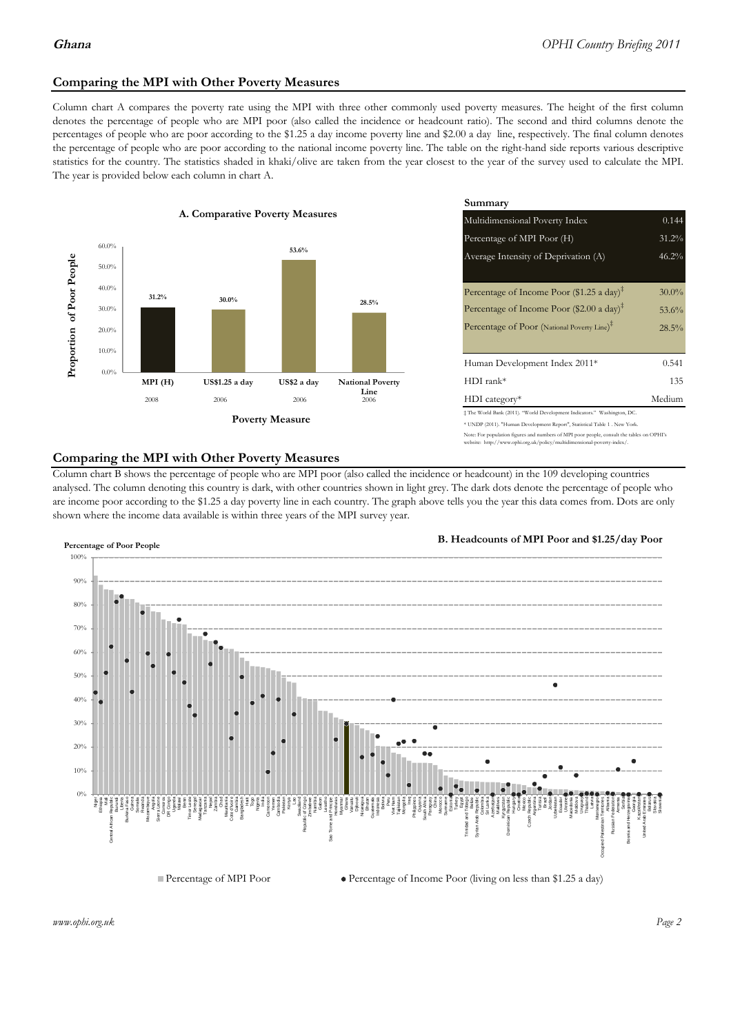## Comparing the MPI with Other Poverty Measures

Column chart A compares the poverty rate using the MPI with three other commonly used poverty measures. The height of the first column denotes the percentage of people who are MPI poor (also called the incidence or headcount ratio). The second and third columns denote the percentages of people who are poor according to the $1.25 a day income poverty line and $2.00 a day line, respectively. The final column denotes the percentage of people who are poor according to the national income poverty line. The table on the right-hand side reports various descriptive statistics for the country. The statistics shaded in khaki/olive are taken from the year closest to the year of the survey used to calculate the MPI. The year is provided below each column in chart A.

**A. Comparative Poverty Measures**

| Poverty Measure | Proportion of Poor People | Year |
|---|---|---|
| MPI (H) | 31.2% | 2008 |
| US$1.25 a day | 30.0% | 2006 |
| US$2 a day | 53.6% | 2006 |
| National Poverty Line | 28.5% | 2006 |

**Summary**

| | |
|---|---|
| Multidimensional Poverty Index | 0.144 |
| Percentage of MPI Poor (H) | 31.2% |
| Average Intensity of Deprivation (A) | 46.2% |
| Percentage of Income Poor ($1.25 a day)‡ | 30.0% |
| Percentage of Income Poor ($2.00 a day)‡ | 53.6% |
| Percentage of Poor (National Poverty Line)‡ | 28.5% |
| Human Development Index 2011* | 0.541 |
| HDI rank* | 135 |
| HDI category* | Medium |

‡ The World Bank (2011). "World Development Indicators." Washington, DC.

* UNDP (2011). "Human Development Report", Statistical Table 1 . New York.

Note: For population figures and numbers of MPI poor people, consult the tables on OPHI's website: http://www.ophi.org.uk/policy/multidimensional-poverty-index/.

## Comparing the MPI with Other Poverty Measures

Column chart B shows the percentage of people who are MPI poor (also called the incidence or headcount) in the 109 developing countries analysed. The column denoting this country is dark, with other countries shown in light grey. The dark dots denote the percentage of people who are income poor according to the $1.25 a day poverty line in each country. The graph above tells you the year this data comes from. Dots are only shown where the income data available is within three years of the MPI survey year.

**B. Headcounts of MPI Poor and $1.25/day Poor**

■ Percentage of MPI Poor ● Percentage of Income Poor (living on less than $1.25 a day)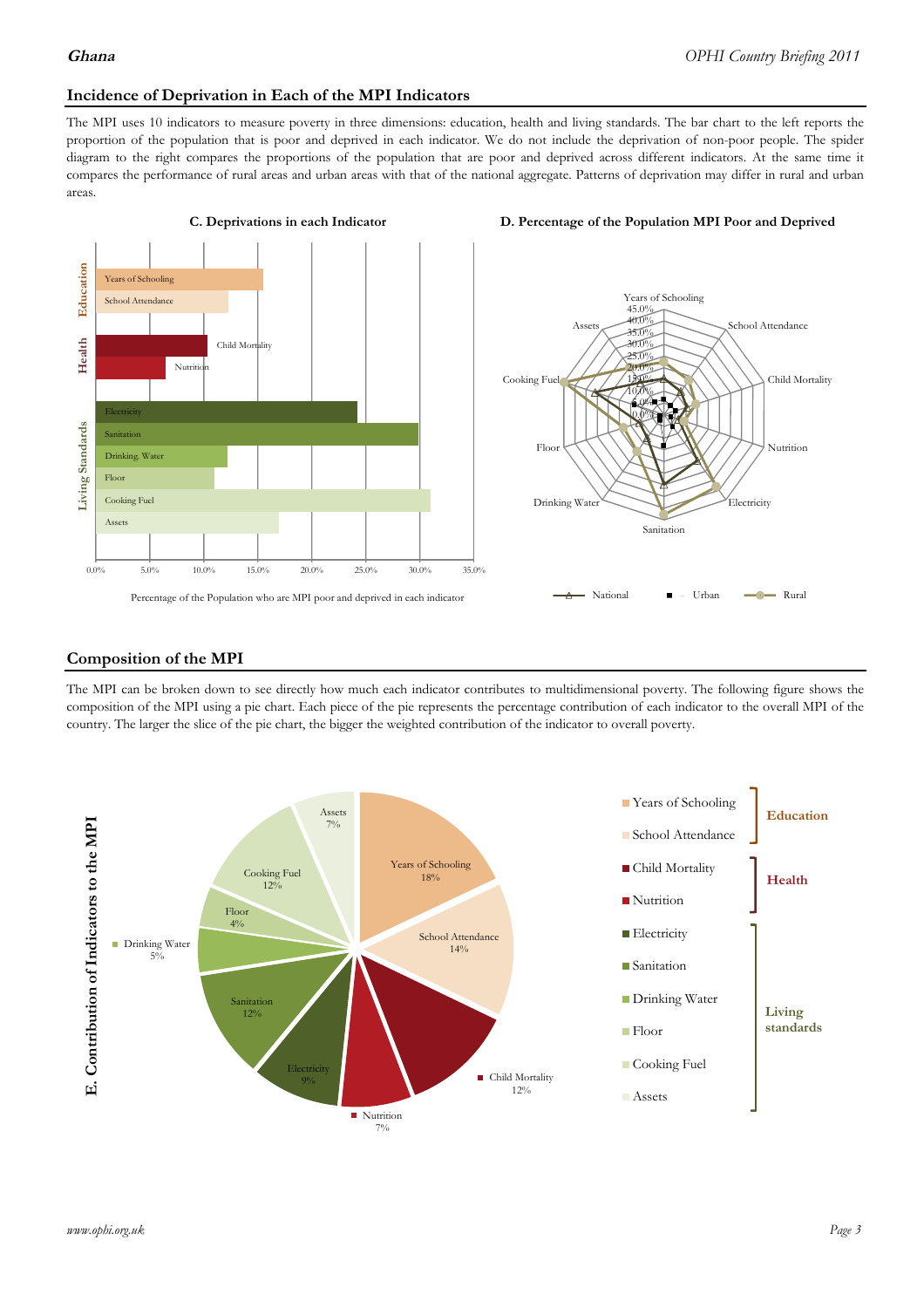## Incidence of Deprivation in Each of the MPI Indicators

The MPI uses 10 indicators to measure poverty in three dimensions: education, health and living standards. The bar chart to the left reports the proportion of the population that is poor and deprived in each indicator. We do not include the deprivation of non-poor people. The spider diagram to the right compares the proportions of the population that are poor and deprived across different indicators. At the same time it compares the performance of rural areas and urban areas with that of the national aggregate. Patterns of deprivation may differ in rural and urban areas.

**C. Deprivations in each Indicator**

Percentage of the Population who are MPI poor and deprived in each indicator

**D. Percentage of the Population MPI Poor and Deprived**

## Composition of the MPI

The MPI can be broken down to see directly how much each indicator contributes to multidimensional poverty. The following figure shows the composition of the MPI using a pie chart. Each piece of the pie represents the percentage contribution of each indicator to the overall MPI of the country. The larger the slice of the pie chart, the bigger the weighted contribution of the indicator to overall poverty.

**E. Contribution of Indicators to the MPI**

| Dimension | Indicator | Contribution |
|---|---|---|
| Education | Years of Schooling | 18% |
| Education | School Attendance | 14% |
| Health | Child Mortality | 12% |
| Health | Nutrition | 7% |
| Living standards | Electricity | 9% |
| Living standards | Sanitation | 12% |
| Living standards | Drinking Water | 5% |
| Living standards | Floor | 4% |
| Living standards | Cooking Fuel | 12% |
| Living standards | Assets | 7% |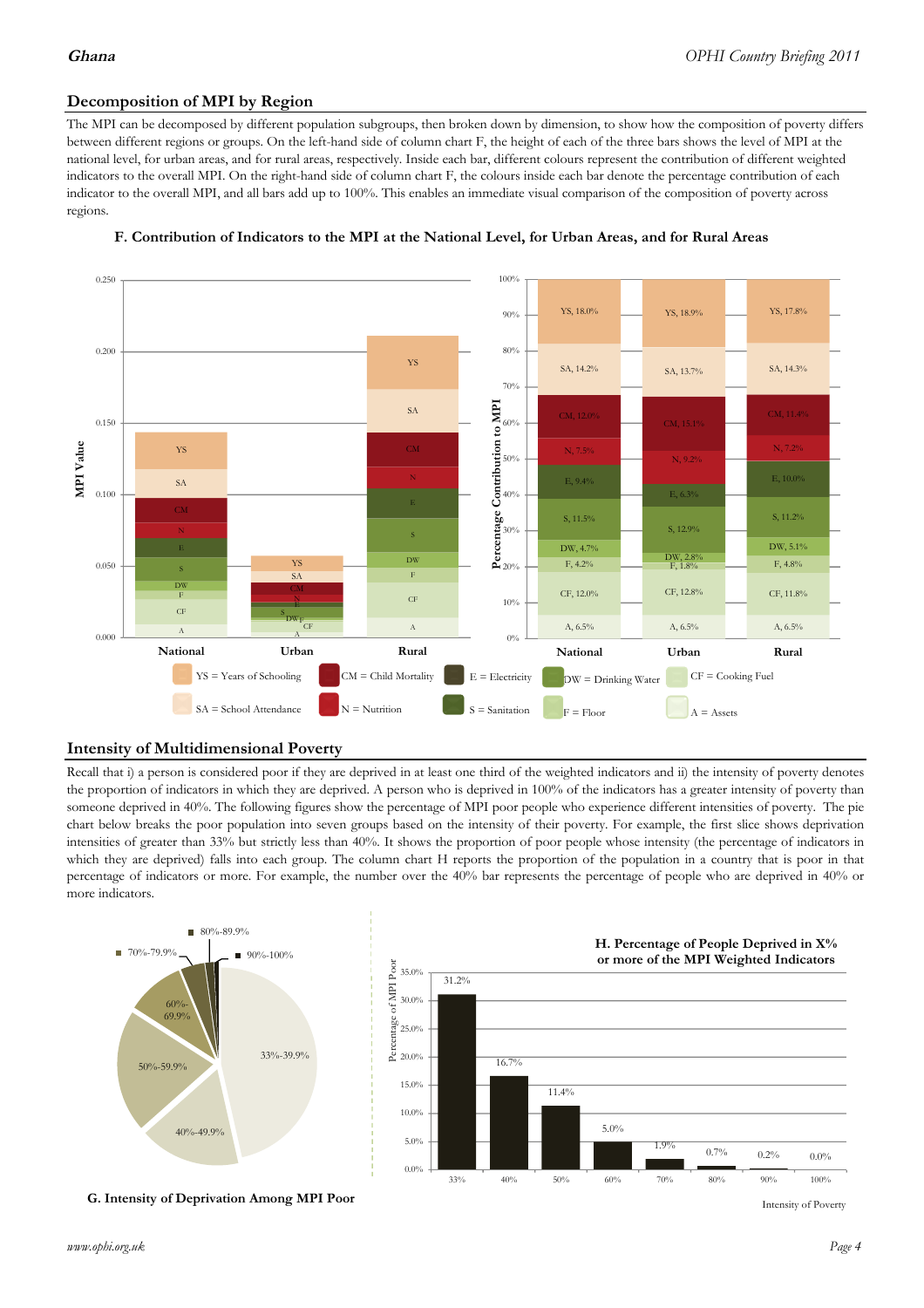## Decomposition of MPI by Region

The MPI can be decomposed by different population subgroups, then broken down by dimension, to show how the composition of poverty differs between different regions or groups. On the left-hand side of column chart F, the height of each of the three bars shows the level of MPI at the national level, for urban areas, and for rural areas, respectively. Inside each bar, different colours represent the contribution of different weighted indicators to the overall MPI. On the right-hand side of column chart F, the colours inside each bar denote the percentage contribution of each indicator to the overall MPI, and all bars add up to 100%. This enables an immediate visual comparison of the composition of poverty across regions.

**F. Contribution of Indicators to the MPI at the National Level, for Urban Areas, and for Rural Areas**

| Indicator | National | Urban | Rural |
|---|---|---|---|
| YS | 18.0% | 18.9% | 17.8% |
| SA | 14.2% | 13.7% | 14.3% |
| CM | 12.0% | 15.1% | 11.4% |
| N | 7.5% | 9.2% | 7.2% |
| E | 9.4% | 6.3% | 10.0% |
| S | 11.5% | 12.9% | 11.2% |
| DW | 4.7% | 2.8% | 5.1% |
| F | 4.2% | 1.8% | 4.8% |
| CF | 12.0% | 12.8% | 11.8% |
| A | 6.5% | 6.5% | 6.5% |

YS = Years of Schooling; SA = School Attendance; CM = Child Mortality; N = Nutrition; E = Electricity; S = Sanitation; DW = Drinking Water; F = Floor; CF = Cooking Fuel; A = Assets

## Intensity of Multidimensional Poverty

Recall that i) a person is considered poor if they are deprived in at least one third of the weighted indicators and ii) the intensity of poverty denotes the proportion of indicators in which they are deprived. A person who is deprived in 100% of the indicators has a greater intensity of poverty than someone deprived in 40%. The following figures show the percentage of MPI poor people who experience different intensities of poverty. The pie chart below breaks the poor population into seven groups based on the intensity of their poverty. For example, the first slice shows deprivation intensities of greater than 33% but strictly less than 40%. It shows the proportion of poor people whose intensity (the percentage of indicators in which they are deprived) falls into each group. The column chart H reports the proportion of the population in a country that is poor in that percentage of indicators or more. For example, the number over the 40% bar represents the percentage of people who are deprived in 40% or more indicators.

**G. Intensity of Deprivation Among MPI Poor**

**H. Percentage of People Deprived in X% or more of the MPI Weighted Indicators**

| Intensity of Poverty | 33% | 40% | 50% | 60% | 70% | 80% | 90% | 100% |
|---|---|---|---|---|---|---|---|---|
| Percentage of MPI Poor | 31.2% | 16.7% | 11.4% | 5.0% | 1.9% | 0.7% | 0.2% | 0.0% |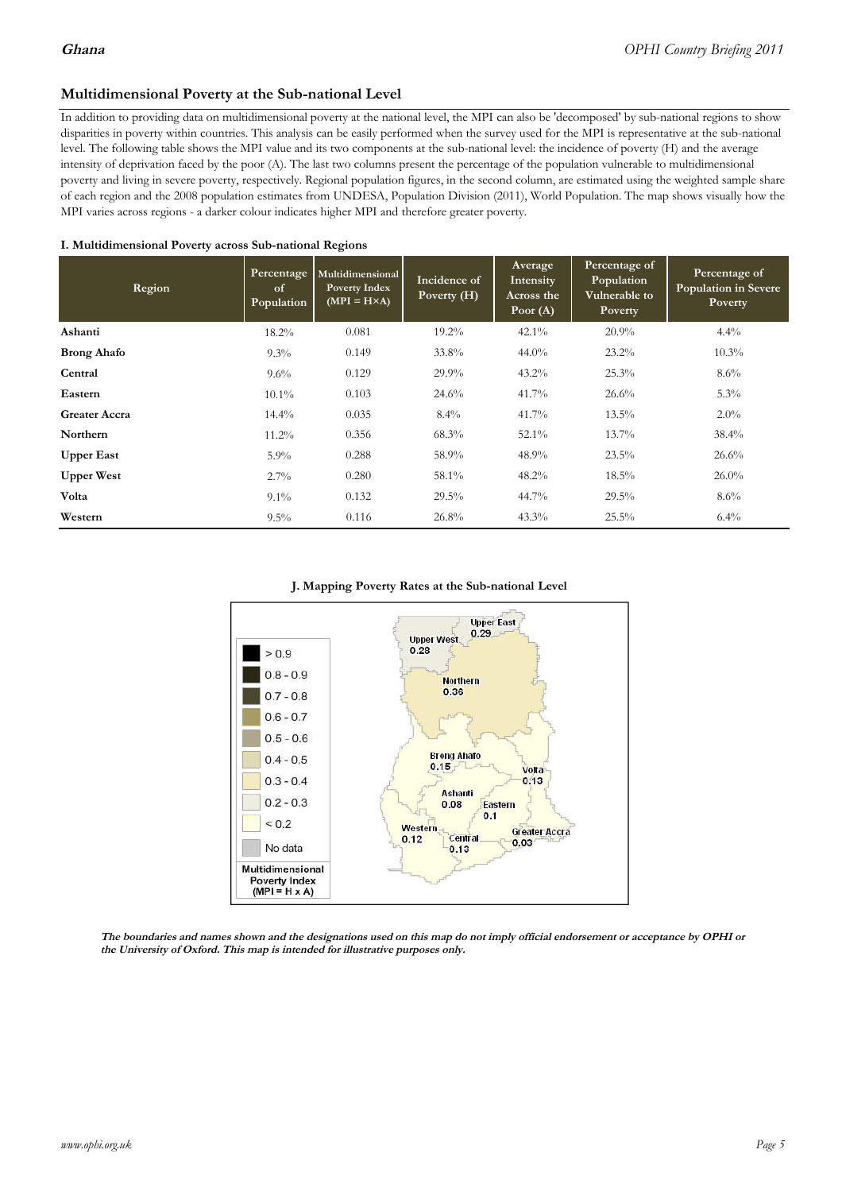## Multidimensional Poverty at the Sub-national Level

In addition to providing data on multidimensional poverty at the national level, the MPI can also be 'decomposed' by sub-national regions to show disparities in poverty within countries. This analysis can be easily performed when the survey used for the MPI is representative at the sub-national level. The following table shows the MPI value and its two components at the sub-national level: the incidence of poverty (H) and the average intensity of deprivation faced by the poor (A). The last two columns present the percentage of the population vulnerable to multidimensional poverty and living in severe poverty, respectively. Regional population figures, in the second column, are estimated using the weighted sample share of each region and the 2008 population estimates from UNDESA, Population Division (2011), World Population. The map shows visually how the MPI varies across regions - a darker colour indicates higher MPI and therefore greater poverty.

**I. Multidimensional Poverty across Sub-national Regions**

| Region | Percentage of Population | Multidimensional Poverty Index (MPI = H×A) | Incidence of Poverty (H) | Average Intensity Across the Poor (A) | Percentage of Population Vulnerable to Poverty | Percentage of Population in Severe Poverty |
|---|---|---|---|---|---|---|
| **Ashanti** | 18.2% | 0.081 | 19.2% | 42.1% | 20.9% | 4.4% |
| **Brong Ahafo** | 9.3% | 0.149 | 33.8% | 44.0% | 23.2% | 10.3% |
| **Central** | 9.6% | 0.129 | 29.9% | 43.2% | 25.3% | 8.6% |
| **Eastern** | 10.1% | 0.103 | 24.6% | 41.7% | 26.6% | 5.3% |
| **Greater Accra** | 14.4% | 0.035 | 8.4% | 41.7% | 13.5% | 2.0% |
| **Northern** | 11.2% | 0.356 | 68.3% | 52.1% | 13.7% | 38.4% |
| **Upper East** | 5.9% | 0.288 | 58.9% | 48.9% | 23.5% | 26.6% |
| **Upper West** | 2.7% | 0.280 | 58.1% | 48.2% | 18.5% | 26.0% |
| **Volta** | 9.1% | 0.132 | 29.5% | 44.7% | 29.5% | 8.6% |
| **Western** | 9.5% | 0.116 | 26.8% | 43.3% | 25.5% | 6.4% |

**J. Mapping Poverty Rates at the Sub-national Level**

***The boundaries and names shown and the designations used on this map do not imply official endorsement or acceptance by OPHI or the University of Oxford. This map is intended for illustrative purposes only.***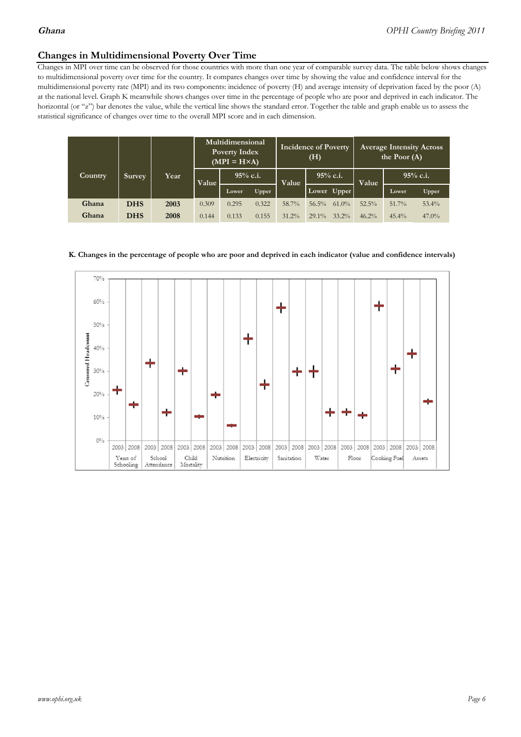## Changes in Multidimensional Poverty Over Time

Changes in MPI over time can be observed for those countries with more than one year of comparable survey data. The table below shows changes to multidimensional poverty over time for the country. It compares changes over time by showing the value and confidence interval for the multidimensional poverty rate (MPI) and its two components: incidence of poverty (H) and average intensity of deprivation faced by the poor (A) at the national level. Graph K meanwhile shows changes over time in the percentage of people who are poor and deprived in each indicator. The horizontal (or "z") bar denotes the value, while the vertical line shows the standard error. Together the table and graph enable us to assess the statistical significance of changes over time to the overall MPI score and in each dimension.

| Country | Survey | Year | Multidimensional Poverty Index (MPI = H×A) | | | Incidence of Poverty (H) | | | Average Intensity Across the Poor (A) | | |
|---|---|---|---|---|---|---|---|---|---|---|---|
| | | | Value | 95% c.i. | | Value | 95% c.i. | | Value | 95% c.i. | |
| | | | | Lower | Upper | | Lower | Upper | | Lower | Upper |
| Ghana | DHS | 2003 | 0.309 | 0.295 | 0.322 | 58.7% | 56.5% | 61.0% | 52.5% | 51.7% | 53.4% |
| Ghana | DHS | 2008 | 0.144 | 0.133 | 0.155 | 31.2% | 29.1% | 33.2% | 46.2% | 45.4% | 47.0% |

**K. Changes in the percentage of people who are poor and deprived in each indicator (value and confidence intervals)**

Censored Headcount

70%
60%
50%
40%
30%
20%
10%
0%

2003 | 2008 | 2003 | 2008 | 2003 | 2008 | 2003 | 2008 | 2003 | 2008 | 2003 | 2008 | 2003 | 2008 | 2003 | 2008 | 2003 | 2008 | 2003 | 2008

Years of Schooling | School Attendance | Child Mortality | Nutrition | Electricity | Sanitation | Water | Floor | Cooking Fuel | Assets